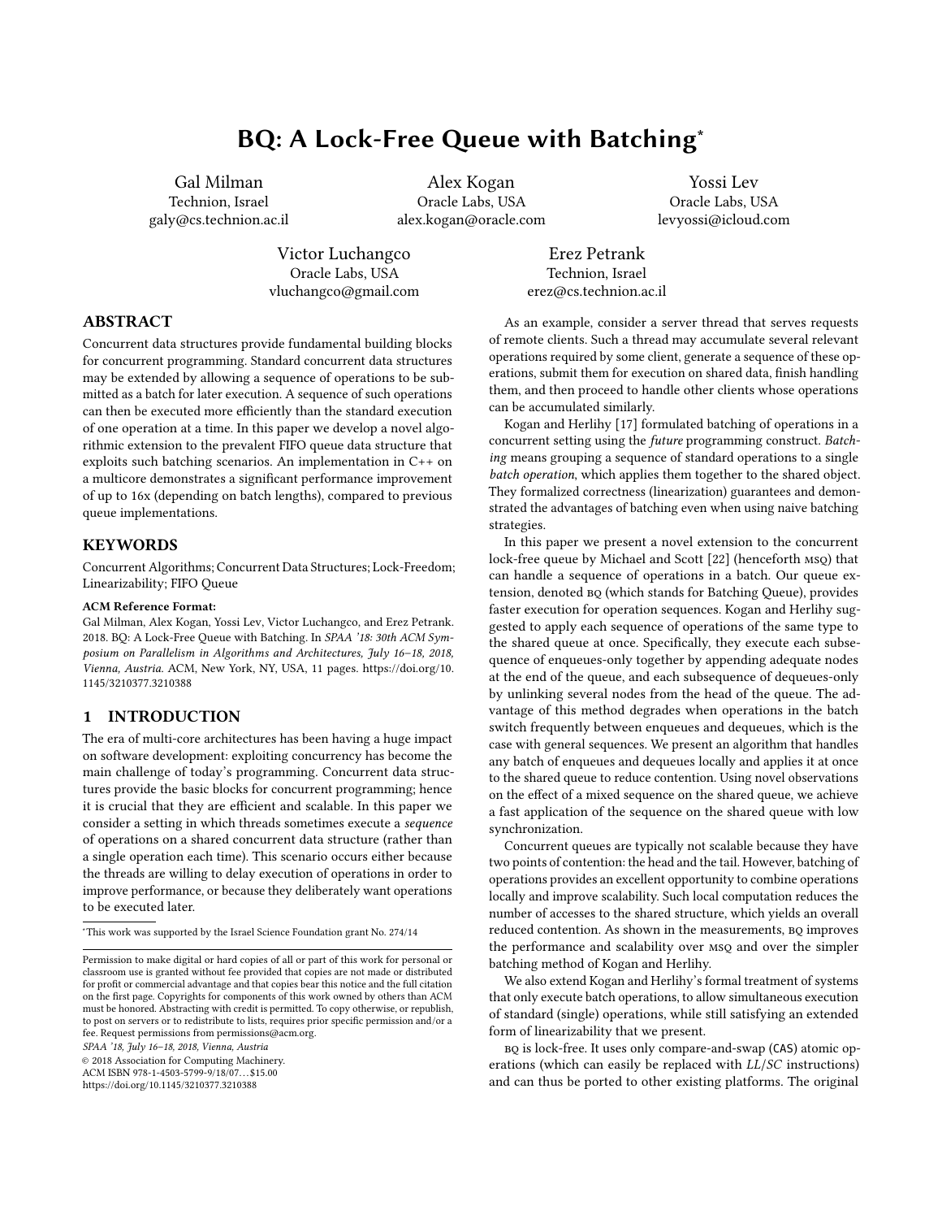# BQ: A Lock-Free Queue with Batching*

Gal Milman
Technion, Israel
galy@cs.technion.ac.il

Alex Kogan
Oracle Labs, USA
alex.kogan@oracle.com

Yossi Lev
Oracle Labs, USA
levyossi@icloud.com

Victor Luchangco
Oracle Labs, USA
vluchangco@gmail.com

Erez Petrank
Technion, Israel
erez@cs.technion.ac.il

## ABSTRACT

Concurrent data structures provide fundamental building blocks for concurrent programming. Standard concurrent data structures may be extended by allowing a sequence of operations to be submitted as a batch for later execution. A sequence of such operations can then be executed more efficiently than the standard execution of one operation at a time. In this paper we develop a novel algorithmic extension to the prevalent FIFO queue data structure that exploits such batching scenarios. An implementation in C++ on a multicore demonstrates a significant performance improvement of up to 16x (depending on batch lengths), compared to previous queue implementations.

## KEYWORDS

Concurrent Algorithms; Concurrent Data Structures; Lock-Freedom; Linearizability; FIFO Queue

**ACM Reference Format:**
Gal Milman, Alex Kogan, Yossi Lev, Victor Luchangco, and Erez Petrank. 2018. BQ: A Lock-Free Queue with Batching. In *SPAA '18: 30th ACM Symposium on Parallelism in Algorithms and Architectures, July 16–18, 2018, Vienna, Austria.* ACM, New York, NY, USA, 11 pages. https://doi.org/10.1145/3210377.3210388

## 1 INTRODUCTION

The era of multi-core architectures has been having a huge impact on software development: exploiting concurrency has become the main challenge of today's programming. Concurrent data structures provide the basic blocks for concurrent programming; hence it is crucial that they are efficient and scalable. In this paper we consider a setting in which threads sometimes execute a *sequence* of operations on a shared concurrent data structure (rather than a single operation each time). This scenario occurs either because the threads are willing to delay execution of operations in order to improve performance, or because they deliberately want operations to be executed later.

*This work was supported by the Israel Science Foundation grant No. 274/14

Permission to make digital or hard copies of all or part of this work for personal or classroom use is granted without fee provided that copies are not made or distributed for profit or commercial advantage and that copies bear this notice and the full citation on the first page. Copyrights for components of this work owned by others than ACM must be honored. Abstracting with credit is permitted. To copy otherwise, or republish, to post on servers or to redistribute to lists, requires prior specific permission and/or a fee. Request permissions from permissions@acm.org.
*SPAA '18, July 16–18, 2018, Vienna, Austria*
© 2018 Association for Computing Machinery.
ACM ISBN 978-1-4503-5799-9/18/07...$15.00
https://doi.org/10.1145/3210377.3210388

As an example, consider a server thread that serves requests of remote clients. Such a thread may accumulate several relevant operations required by some client, generate a sequence of these operations, submit them for execution on shared data, finish handling them, and then proceed to handle other clients whose operations can be accumulated similarly.

Kogan and Herlihy [17] formulated batching of operations in a concurrent setting using the *future* programming construct. *Batching* means grouping a sequence of standard operations to a single *batch operation*, which applies them together to the shared object. They formalized correctness (linearization) guarantees and demonstrated the advantages of batching even when using naive batching strategies.

In this paper we present a novel extension to the concurrent lock-free queue by Michael and Scott [22] (henceforth MSQ) that can handle a sequence of operations in a batch. Our queue extension, denoted BQ (which stands for Batching Queue), provides faster execution for operation sequences. Kogan and Herlihy suggested to apply each sequence of operations of the same type to the shared queue at once. Specifically, they execute each subsequence of enqueues-only together by appending adequate nodes at the end of the queue, and each subsequence of dequeues-only by unlinking several nodes from the head of the queue. The advantage of this method degrades when operations in the batch switch frequently between enqueues and dequeues, which is the case with general sequences. We present an algorithm that handles any batch of enqueues and dequeues locally and applies it at once to the shared queue to reduce contention. Using novel observations on the effect of a mixed sequence on the shared queue, we achieve a fast application of the sequence on the shared queue with low synchronization.

Concurrent queues are typically not scalable because they have two points of contention: the head and the tail. However, batching of operations provides an excellent opportunity to combine operations locally and improve scalability. Such local computation reduces the number of accesses to the shared structure, which yields an overall reduced contention. As shown in the measurements, BQ improves the performance and scalability over MSQ and over the simpler batching method of Kogan and Herlihy.

We also extend Kogan and Herlihy's formal treatment of systems that only execute batch operations, to allow simultaneous execution of standard (single) operations, while still satisfying an extended form of linearizability that we present.

BQ is lock-free. It uses only compare-and-swap (CAS) atomic operations (which can easily be replaced with *LL*/*SC* instructions) and can thus be ported to other existing platforms. The original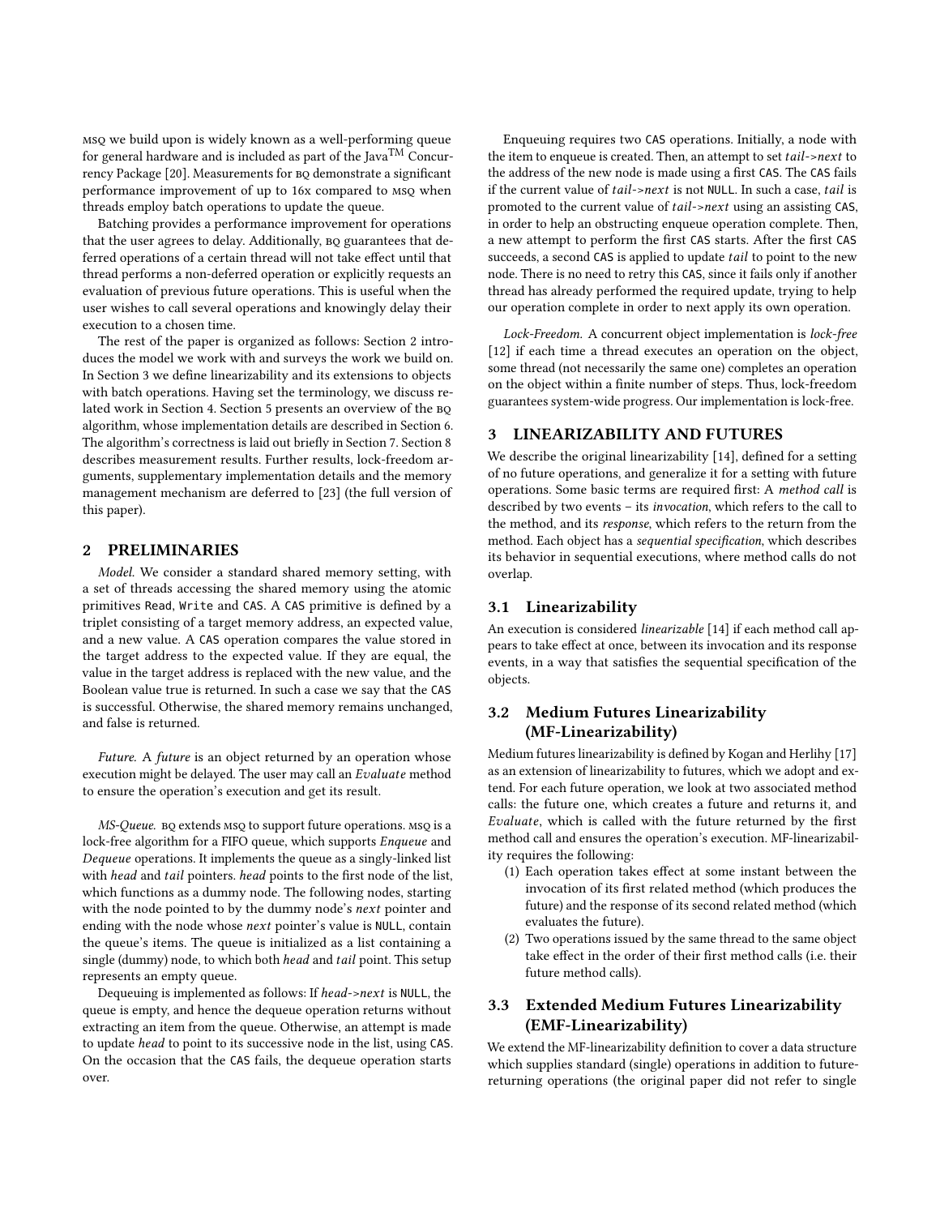MSQ we build upon is widely known as a well-performing queue for general hardware and is included as part of the Java™ Concurrency Package [20]. Measurements for BQ demonstrate a significant performance improvement of up to 16x compared to MSQ when threads employ batch operations to update the queue.

Batching provides a performance improvement for operations that the user agrees to delay. Additionally, BQ guarantees that deferred operations of a certain thread will not take effect until that thread performs a non-deferred operation or explicitly requests an evaluation of previous future operations. This is useful when the user wishes to call several operations and knowingly delay their execution to a chosen time.

The rest of the paper is organized as follows: Section 2 introduces the model we work with and surveys the work we build on. In Section 3 we define linearizability and its extensions to objects with batch operations. Having set the terminology, we discuss related work in Section 4. Section 5 presents an overview of the BQ algorithm, whose implementation details are described in Section 6. The algorithm's correctness is laid out briefly in Section 7. Section 8 describes measurement results. Further results, lock-freedom arguments, supplementary implementation details and the memory management mechanism are deferred to [23] (the full version of this paper).

## 2 PRELIMINARIES

*Model.* We consider a standard shared memory setting, with a set of threads accessing the shared memory using the atomic primitives `Read`, `Write` and `CAS`. A `CAS` primitive is defined by a triplet consisting of a target memory address, an expected value, and a new value. A `CAS` operation compares the value stored in the target address to the expected value. If they are equal, the value in the target address is replaced with the new value, and the Boolean value true is returned. In such a case we say that the `CAS` is successful. Otherwise, the shared memory remains unchanged, and false is returned.

*Future.* A *future* is an object returned by an operation whose execution might be delayed. The user may call an *Evaluate* method to ensure the operation's execution and get its result.

*MS-Queue.* BQ extends MSQ to support future operations. MSQ is a lock-free algorithm for a FIFO queue, which supports *Enqueue* and *Dequeue* operations. It implements the queue as a singly-linked list with *head* and *tail* pointers. *head* points to the first node of the list, which functions as a dummy node. The following nodes, starting with the node pointed to by the dummy node's *next* pointer and ending with the node whose *next* pointer's value is `NULL`, contain the queue's items. The queue is initialized as a list containing a single (dummy) node, to which both *head* and *tail* point. This setup represents an empty queue.

Dequeuing is implemented as follows: If *head->next* is `NULL`, the queue is empty, and hence the dequeue operation returns without extracting an item from the queue. Otherwise, an attempt is made to update *head* to point to its successive node in the list, using `CAS`. On the occasion that the `CAS` fails, the dequeue operation starts over.

Enqueuing requires two `CAS` operations. Initially, a node with the item to enqueue is created. Then, an attempt to set *tail->next* to the address of the new node is made using a first `CAS`. The `CAS` fails if the current value of *tail->next* is not `NULL`. In such a case, *tail* is promoted to the current value of *tail->next* using an assisting `CAS`, in order to help an obstructing enqueue operation complete. Then, a new attempt to perform the first `CAS` starts. After the first `CAS` succeeds, a second `CAS` is applied to update *tail* to point to the new node. There is no need to retry this `CAS`, since it fails only if another thread has already performed the required update, trying to help our operation complete in order to next apply its own operation.

*Lock-Freedom.* A concurrent object implementation is *lock-free* [12] if each time a thread executes an operation on the object, some thread (not necessarily the same one) completes an operation on the object within a finite number of steps. Thus, lock-freedom guarantees system-wide progress. Our implementation is lock-free.

## 3 LINEARIZABILITY AND FUTURES

We describe the original linearizability [14], defined for a setting of no future operations, and generalize it for a setting with future operations. Some basic terms are required first: A *method call* is described by two events – its *invocation*, which refers to the call to the method, and its *response*, which refers to the return from the method. Each object has a *sequential specification*, which describes its behavior in sequential executions, where method calls do not overlap.

### 3.1 Linearizability

An execution is considered *linearizable* [14] if each method call appears to take effect at once, between its invocation and its response events, in a way that satisfies the sequential specification of the objects.

### 3.2 Medium Futures Linearizability (MF-Linearizability)

Medium futures linearizability is defined by Kogan and Herlihy [17] as an extension of linearizability to futures, which we adopt and extend. For each future operation, we look at two associated method calls: the future one, which creates a future and returns it, and *Evaluate*, which is called with the future returned by the first method call and ensures the operation's execution. MF-linearizability requires the following:

1. Each operation takes effect at some instant between the invocation of its first related method (which produces the future) and the response of its second related method (which evaluates the future).
2. Two operations issued by the same thread to the same object take effect in the order of their first method calls (i.e. their future method calls).

### 3.3 Extended Medium Futures Linearizability (EMF-Linearizability)

We extend the MF-linearizability definition to cover a data structure which supplies standard (single) operations in addition to future-returning operations (the original paper did not refer to single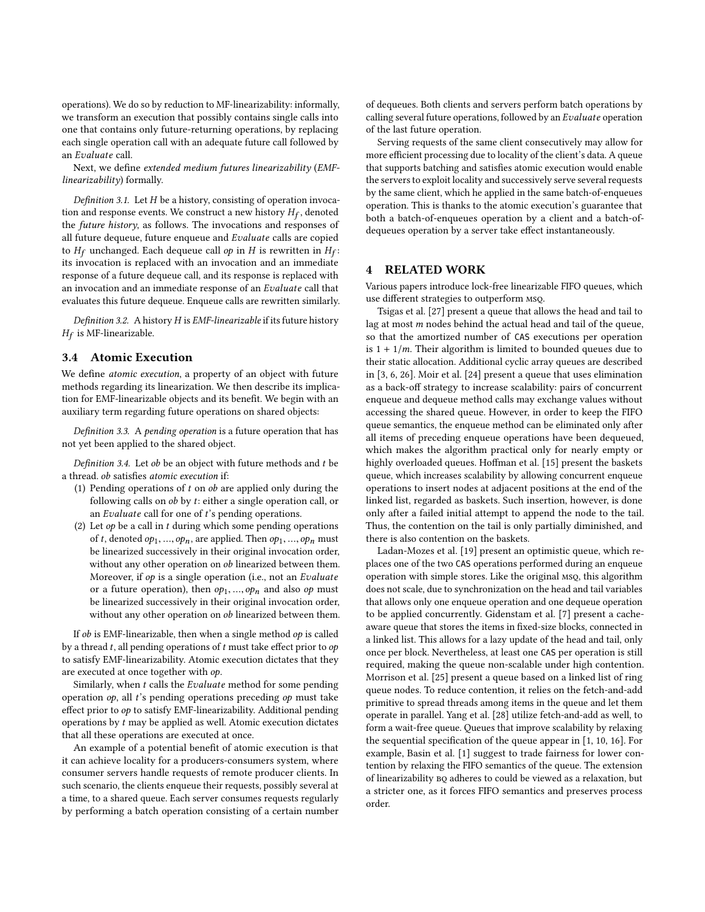operations). We do so by reduction to MF-linearizability: informally, we transform an execution that possibly contains single calls into one that contains only future-returning operations, by replacing each single operation call with an adequate future call followed by an *Evaluate* call.

Next, we define *extended medium futures linearizability* (*EMF-linearizability*) formally.

*Definition 3.1.* Let $H$ be a history, consisting of operation invocation and response events. We construct a new history $H_f$, denoted the *future history*, as follows. The invocations and responses of all future dequeue, future enqueue and *Evaluate* calls are copied to $H_f$ unchanged. Each dequeue call *op* in $H$ is rewritten in $H_f$: its invocation is replaced with an invocation and an immediate response of a future dequeue call, and its response is replaced with an invocation and an immediate response of an *Evaluate* call that evaluates this future dequeue. Enqueue calls are rewritten similarly.

*Definition 3.2.* A history $H$ is *EMF-linearizable* if its future history $H_f$ is MF-linearizable.

### 3.4 Atomic Execution

We define *atomic execution*, a property of an object with future methods regarding its linearization. We then describe its implication for EMF-linearizable objects and its benefit. We begin with an auxiliary term regarding future operations on shared objects:

*Definition 3.3.* A *pending operation* is a future operation that has not yet been applied to the shared object.

*Definition 3.4.* Let *ob* be an object with future methods and $t$ be a thread. *ob* satisfies *atomic execution* if:

1. Pending operations of $t$ on *ob* are applied only during the following calls on *ob* by $t$: either a single operation call, or an *Evaluate* call for one of $t$'s pending operations.
2. Let *op* be a call in $t$ during which some pending operations of $t$, denoted $op_1, ..., op_n$, are applied. Then $op_1, ..., op_n$ must be linearized successively in their original invocation order, without any other operation on *ob* linearized between them. Moreover, if *op* is a single operation (i.e., not an *Evaluate* or a future operation), then $op_1, ..., op_n$ and also *op* must be linearized successively in their original invocation order, without any other operation on *ob* linearized between them.

If *ob* is EMF-linearizable, then when a single method *op* is called by a thread $t$, all pending operations of $t$ must take effect prior to *op* to satisfy EMF-linearizability. Atomic execution dictates that they are executed at once together with *op*.

Similarly, when $t$ calls the *Evaluate* method for some pending operation *op*, all $t$'s pending operations preceding *op* must take effect prior to *op* to satisfy EMF-linearizability. Additional pending operations by $t$ may be applied as well. Atomic execution dictates that all these operations are executed at once.

An example of a potential benefit of atomic execution is that it can achieve locality for a producers-consumers system, where consumer servers handle requests of remote producer clients. In such scenario, the clients enqueue their requests, possibly several at a time, to a shared queue. Each server consumes requests regularly by performing a batch operation consisting of a certain number of dequeues. Both clients and servers perform batch operations by calling several future operations, followed by an *Evaluate* operation of the last future operation.

Serving requests of the same client consecutively may allow for more efficient processing due to locality of the client's data. A queue that supports batching and satisfies atomic execution would enable the servers to exploit locality and successively serve several requests by the same client, which he applied in the same batch-of-enqueues operation. This is thanks to the atomic execution's guarantee that both a batch-of-enqueues operation by a client and a batch-of-dequeues operation by a server take effect instantaneously.

## 4 RELATED WORK

Various papers introduce lock-free linearizable FIFO queues, which use different strategies to outperform MSQ.

Tsigas et al. [27] present a queue that allows the head and tail to lag at most $m$ nodes behind the actual head and tail of the queue, so that the amortized number of CAS executions per operation is $1 + 1/m$. Their algorithm is limited to bounded queues due to their static allocation. Additional cyclic array queues are described in [3, 6, 26]. Moir et al. [24] present a queue that uses elimination as a back-off strategy to increase scalability: pairs of concurrent enqueue and dequeue method calls may exchange values without accessing the shared queue. However, in order to keep the FIFO queue semantics, the enqueue method can be eliminated only after all items of preceding enqueue operations have been dequeued, which makes the algorithm practical only for nearly empty or highly overloaded queues. Hoffman et al. [15] present the baskets queue, which increases scalability by allowing concurrent enqueue operations to insert nodes at adjacent positions at the end of the linked list, regarded as baskets. Such insertion, however, is done only after a failed initial attempt to append the node to the tail. Thus, the contention on the tail is only partially diminished, and there is also contention on the baskets.

Ladan-Mozes et al. [19] present an optimistic queue, which replaces one of the two CAS operations performed during an enqueue operation with simple stores. Like the original MSQ, this algorithm does not scale, due to synchronization on the head and tail variables that allows only one enqueue operation and one dequeue operation to be applied concurrently. Gidenstam et al. [7] present a cache-aware queue that stores the items in fixed-size blocks, connected in a linked list. This allows for a lazy update of the head and tail, only once per block. Nevertheless, at least one CAS per operation is still required, making the queue non-scalable under high contention. Morrison et al. [25] present a queue based on a linked list of ring queue nodes. To reduce contention, it relies on the fetch-and-add primitive to spread threads among items in the queue and let them operate in parallel. Yang et al. [28] utilize fetch-and-add as well, to form a wait-free queue. Queues that improve scalability by relaxing the sequential specification of the queue appear in [1, 10, 16]. For example, Basin et al. [1] suggest to trade fairness for lower contention by relaxing the FIFO semantics of the queue. The extension of linearizability BQ adheres to could be viewed as a relaxation, but a stricter one, as it forces FIFO semantics and preserves process order.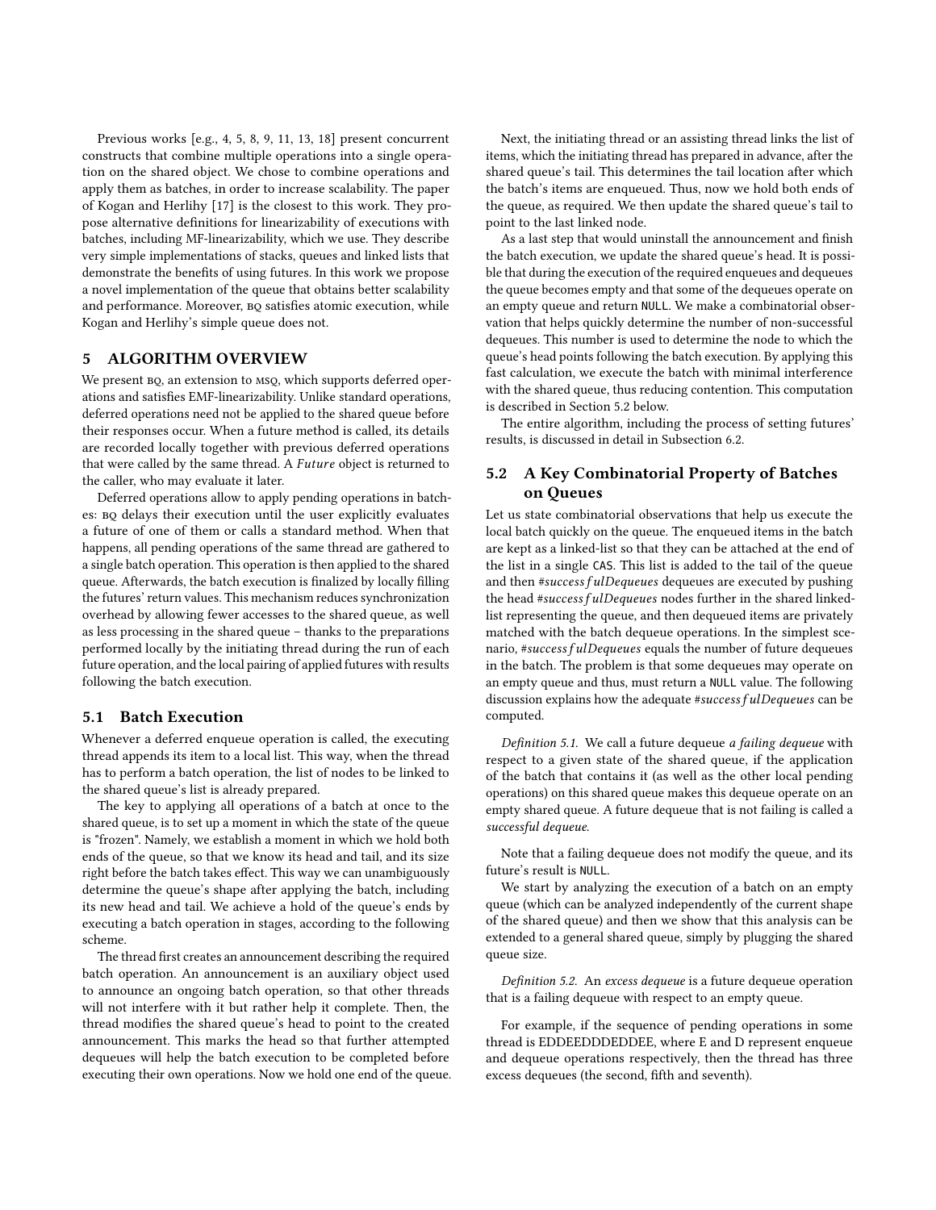Previous works [e.g., 4, 5, 8, 9, 11, 13, 18] present concurrent constructs that combine multiple operations into a single operation on the shared object. We chose to combine operations and apply them as batches, in order to increase scalability. The paper of Kogan and Herlihy [17] is the closest to this work. They propose alternative definitions for linearizability of executions with batches, including MF-linearizability, which we use. They describe very simple implementations of stacks, queues and linked lists that demonstrate the benefits of using futures. In this work we propose a novel implementation of the queue that obtains better scalability and performance. Moreover, BQ satisfies atomic execution, while Kogan and Herlihy's simple queue does not.

## 5 ALGORITHM OVERVIEW

We present BQ, an extension to MSQ, which supports deferred operations and satisfies EMF-linearizability. Unlike standard operations, deferred operations need not be applied to the shared queue before their responses occur. When a future method is called, its details are recorded locally together with previous deferred operations that were called by the same thread. A *Future* object is returned to the caller, who may evaluate it later.

Deferred operations allow to apply pending operations in batches: BQ delays their execution until the user explicitly evaluates a future of one of them or calls a standard method. When that happens, all pending operations of the same thread are gathered to a single batch operation. This operation is then applied to the shared queue. Afterwards, the batch execution is finalized by locally filling the futures' return values. This mechanism reduces synchronization overhead by allowing fewer accesses to the shared queue, as well as less processing in the shared queue – thanks to the preparations performed locally by the initiating thread during the run of each future operation, and the local pairing of applied futures with results following the batch execution.

### 5.1 Batch Execution

Whenever a deferred enqueue operation is called, the executing thread appends its item to a local list. This way, when the thread has to perform a batch operation, the list of nodes to be linked to the shared queue's list is already prepared.

The key to applying all operations of a batch at once to the shared queue, is to set up a moment in which the state of the queue is "frozen". Namely, we establish a moment in which we hold both ends of the queue, so that we know its head and tail, and its size right before the batch takes effect. This way we can unambiguously determine the queue's shape after applying the batch, including its new head and tail. We achieve a hold of the queue's ends by executing a batch operation in stages, according to the following scheme.

The thread first creates an announcement describing the required batch operation. An announcement is an auxiliary object used to announce an ongoing batch operation, so that other threads will not interfere with it but rather help it complete. Then, the thread modifies the shared queue's head to point to the created announcement. This marks the head so that further attempted dequeues will help the batch execution to be completed before executing their own operations. Now we hold one end of the queue.

Next, the initiating thread or an assisting thread links the list of items, which the initiating thread has prepared in advance, after the shared queue's tail. This determines the tail location after which the batch's items are enqueued. Thus, now we hold both ends of the queue, as required. We then update the shared queue's tail to point to the last linked node.

As a last step that would uninstall the announcement and finish the batch execution, we update the shared queue's head. It is possible that during the execution of the required enqueues and dequeues the queue becomes empty and that some of the dequeues operate on an empty queue and return NULL. We make a combinatorial observation that helps quickly determine the number of non-successful dequeues. This number is used to determine the node to which the queue's head points following the batch execution. By applying this fast calculation, we execute the batch with minimal interference with the shared queue, thus reducing contention. This computation is described in Section 5.2 below.

The entire algorithm, including the process of setting futures' results, is discussed in detail in Subsection 6.2.

### 5.2 A Key Combinatorial Property of Batches on Queues

Let us state combinatorial observations that help us execute the local batch quickly on the queue. The enqueued items in the batch are kept as a linked-list so that they can be attached at the end of the list in a single CAS. This list is added to the tail of the queue and then $\#successfulDequeues$ dequeues are executed by pushing the head $\#successfulDequeues$ nodes further in the shared linked-list representing the queue, and then dequeued items are privately matched with the batch dequeue operations. In the simplest scenario, $\#successfulDequeues$ equals the number of future dequeues in the batch. The problem is that some dequeues may operate on an empty queue and thus, must return a NULL value. The following discussion explains how the adequate $\#successfulDequeues$ can be computed.

*Definition 5.1.* We call a future dequeue *a failing dequeue* with respect to a given state of the shared queue, if the application of the batch that contains it (as well as the other local pending operations) on this shared queue makes this dequeue operate on an empty shared queue. A future dequeue that is not failing is called a *successful dequeue.*

Note that a failing dequeue does not modify the queue, and its future's result is NULL.

We start by analyzing the execution of a batch on an empty queue (which can be analyzed independently of the current shape of the shared queue) and then we show that this analysis can be extended to a general shared queue, simply by plugging the shared queue size.

*Definition 5.2.* An *excess dequeue* is a future dequeue operation that is a failing dequeue with respect to an empty queue.

For example, if the sequence of pending operations in some thread is EDDEEDDDEDDEE, where E and D represent enqueue and dequeue operations respectively, then the thread has three excess dequeues (the second, fifth and seventh).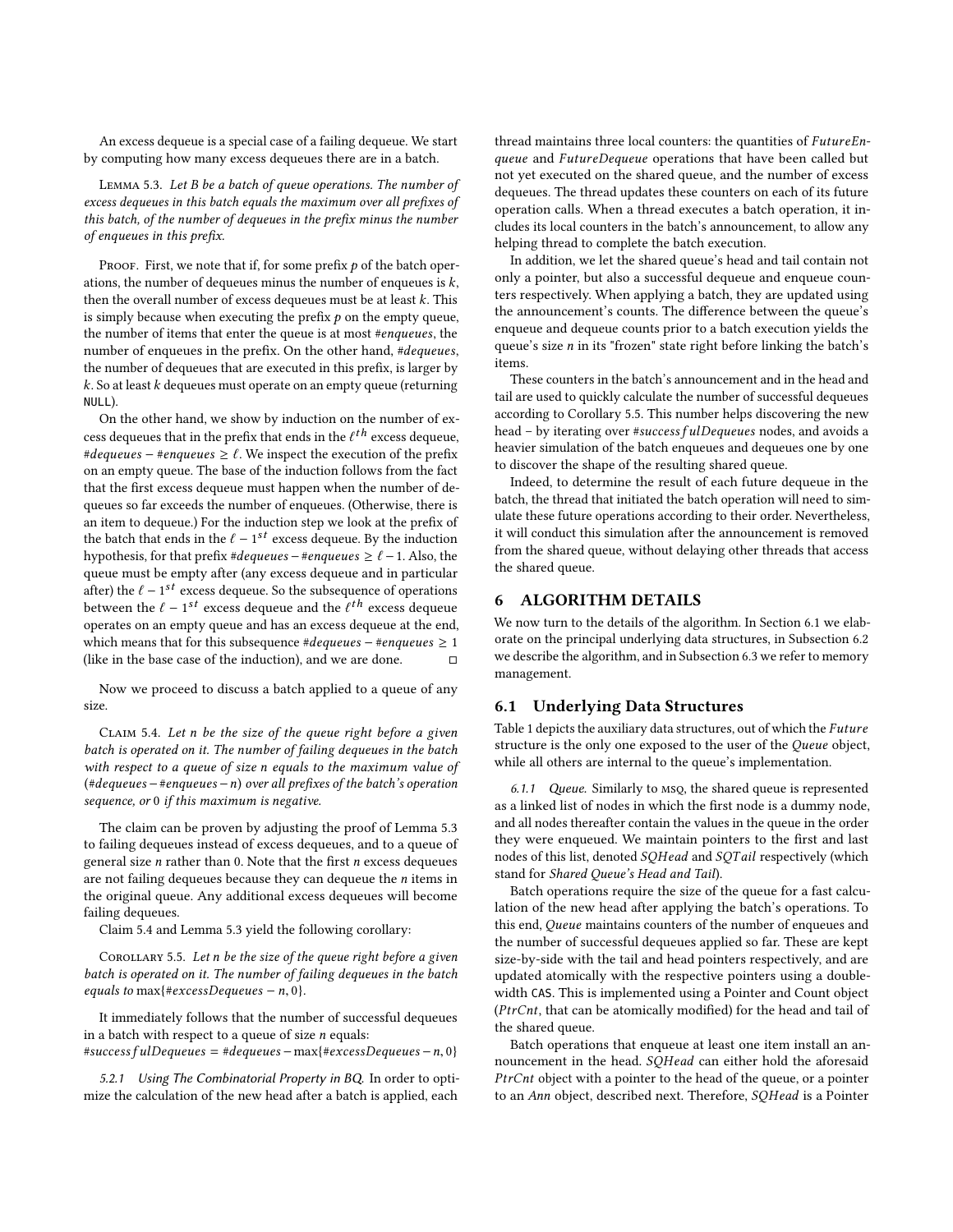An excess dequeue is a special case of a failing dequeue. We start by computing how many excess dequeues there are in a batch.

Lemma 5.3. *Let B be a batch of queue operations. The number of excess dequeues in this batch equals the maximum over all prefixes of this batch, of the number of dequeues in the prefix minus the number of enqueues in this prefix.*

Proof. First, we note that if, for some prefix $p$ of the batch operations, the number of dequeues minus the number of enqueues is $k$, then the overall number of excess dequeues must be at least $k$. This is simply because when executing the prefix $p$ on the empty queue, the number of items that enter the queue is at most *#enqueues*, the number of enqueues in the prefix. On the other hand, *#dequeues*, the number of dequeues that are executed in this prefix, is larger by $k$. So at least $k$ dequeues must operate on an empty queue (returning NULL).

On the other hand, we show by induction on the number of excess dequeues that in the prefix that ends in the $\ell^{th}$ excess dequeue, $\#dequeues - \#enqueues \geq \ell$. We inspect the execution of the prefix on an empty queue. The base of the induction follows from the fact that the first excess dequeue must happen when the number of dequeues so far exceeds the number of enqueues. (Otherwise, there is an item to dequeue.) For the induction step we look at the prefix of the batch that ends in the $\ell - 1^{st}$ excess dequeue. By the induction hypothesis, for that prefix $\#dequeues - \#enqueues \geq \ell - 1$. Also, the queue must be empty after (any excess dequeue and in particular after) the $\ell - 1^{st}$ excess dequeue. So the subsequence of operations between the $\ell - 1^{st}$ excess dequeue and the $\ell^{th}$ excess dequeue operates on an empty queue and has an excess dequeue at the end, which means that for this subsequence $\#dequeues - \#enqueues \geq 1$ (like in the base case of the induction), and we are done. □

Now we proceed to discuss a batch applied to a queue of any size.

Claim 5.4. *Let n be the size of the queue right before a given batch is operated on it. The number of failing dequeues in the batch with respect to a queue of size n equals to the maximum value of ($\#dequeues - \#enqueues - n$) over all prefixes of the batch's operation sequence, or 0 if this maximum is negative.*

The claim can be proven by adjusting the proof of Lemma 5.3 to failing dequeues instead of excess dequeues, and to a queue of general size $n$ rather than 0. Note that the first $n$ excess dequeues are not failing dequeues because they can dequeue the $n$ items in the original queue. Any additional excess dequeues will become failing dequeues.

Claim 5.4 and Lemma 5.3 yield the following corollary:

Corollary 5.5. *Let n be the size of the queue right before a given batch is operated on it. The number of failing dequeues in the batch equals to* $\max\{\#excessDequeues - n, 0\}$.

It immediately follows that the number of successful dequeues in a batch with respect to a queue of size $n$ equals:
$\#successfulDequeues = \#dequeues - \max\{\#excessDequeues - n, 0\}$

*5.2.1 Using The Combinatorial Property in BQ.* In order to optimize the calculation of the new head after a batch is applied, each thread maintains three local counters: the quantities of *FutureEnqueue* and *FutureDequeue* operations that have been called but not yet executed on the shared queue, and the number of excess dequeues. The thread updates these counters on each of its future operation calls. When a thread executes a batch operation, it includes its local counters in the batch's announcement, to allow any helping thread to complete the batch execution.

In addition, we let the shared queue's head and tail contain not only a pointer, but also a successful dequeue and enqueue counters respectively. When applying a batch, they are updated using the announcement's counts. The difference between the queue's enqueue and dequeue counts prior to a batch execution yields the queue's size $n$ in its "frozen" state right before linking the batch's items.

These counters in the batch's announcement and in the head and tail are used to quickly calculate the number of successful dequeues according to Corollary 5.5. This number helps discovering the new head – by iterating over *#successfulDequeues* nodes, and avoids a heavier simulation of the batch enqueues and dequeues one by one to discover the shape of the resulting shared queue.

Indeed, to determine the result of each future dequeue in the batch, the thread that initiated the batch operation will need to simulate these future operations according to their order. Nevertheless, it will conduct this simulation after the announcement is removed from the shared queue, without delaying other threads that access the shared queue.

## 6 ALGORITHM DETAILS

We now turn to the details of the algorithm. In Section 6.1 we elaborate on the principal underlying data structures, in Subsection 6.2 we describe the algorithm, and in Subsection 6.3 we refer to memory management.

### 6.1 Underlying Data Structures

Table 1 depicts the auxiliary data structures, out of which the *Future* structure is the only one exposed to the user of the *Queue* object, while all others are internal to the queue's implementation.

*6.1.1 Queue.* Similarly to MSQ, the shared queue is represented as a linked list of nodes in which the first node is a dummy node, and all nodes thereafter contain the values in the queue in the order they were enqueued. We maintain pointers to the first and last nodes of this list, denoted *SQHead* and *SQTail* respectively (which stand for *Shared Queue's Head and Tail*).

Batch operations require the size of the queue for a fast calculation of the new head after applying the batch's operations. To this end, *Queue* maintains counters of the number of enqueues and the number of successful dequeues applied so far. These are kept size-by-side with the tail and head pointers respectively, and are updated atomically with the respective pointers using a double-width CAS. This is implemented using a Pointer and Count object (*PtrCnt*, that can be atomically modified) for the head and tail of the shared queue.

Batch operations that enqueue at least one item install an announcement in the head. *SQHead* can either hold the aforesaid *PtrCnt* object with a pointer to the head of the queue, or a pointer to an *Ann* object, described next. Therefore, *SQHead* is a Pointer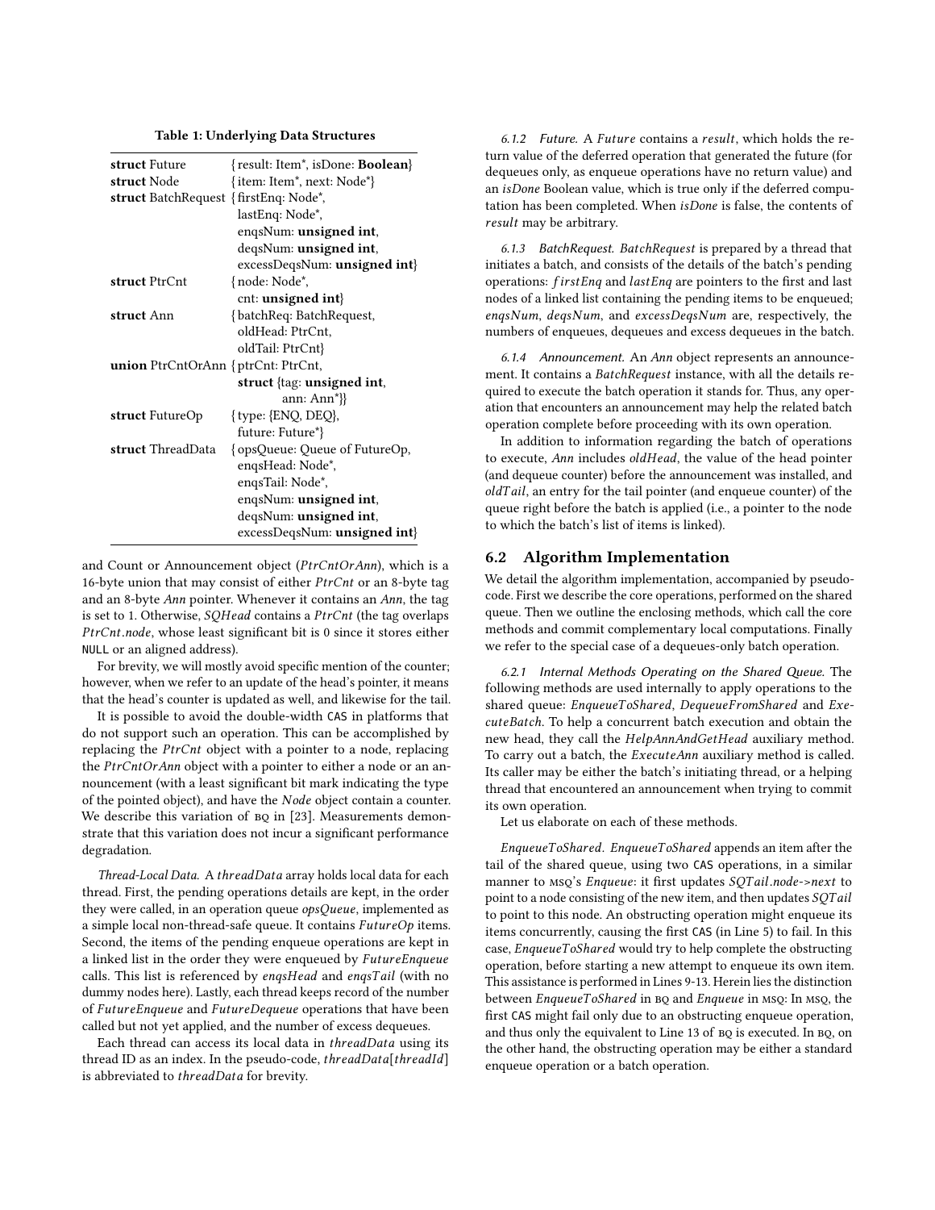**Table 1: Underlying Data Structures**

| | |
|---|---|
| **struct** Future | {result: Item*, isDone: **Boolean**} |
| **struct** Node | {item: Item*, next: Node*} |
| **struct** BatchRequest | {firstEnq: Node*, lastEnq: Node*, enqsNum: **unsigned int**, deqsNum: **unsigned int**, excessDeqsNum: **unsigned int**} |
| **struct** PtrCnt | {node: Node*, cnt: **unsigned int**} |
| **struct** Ann | {batchReq: BatchRequest, oldHead: PtrCnt, oldTail: PtrCnt} |
| **union** PtrCntOrAnn | {ptrCnt: PtrCnt, **struct** {tag: **unsigned int**, ann: Ann*}} |
| **struct** FutureOp | {type: {ENQ, DEQ}, future: Future*} |
| **struct** ThreadData | {opsQueue: Queue of FutureOp, enqsHead: Node*, enqsTail: Node*, enqsNum: **unsigned int**, deqsNum: **unsigned int**, excessDeqsNum: **unsigned int**} |

and Count or Announcement object (*PtrCntOrAnn*), which is a 16-byte union that may consist of either *PtrCnt* or an 8-byte tag and an 8-byte *Ann* pointer. Whenever it contains an *Ann*, the tag is set to 1. Otherwise, *SQHead* contains a *PtrCnt* (the tag overlaps *PtrCnt.node*, whose least significant bit is 0 since it stores either NULL or an aligned address).

For brevity, we will mostly avoid specific mention of the counter; however, when we refer to an update of the head's pointer, it means that the head's counter is updated as well, and likewise for the tail.

It is possible to avoid the double-width CAS in platforms that do not support such an operation. This can be accomplished by replacing the *PtrCnt* object with a pointer to a node, replacing the *PtrCntOrAnn* object with a pointer to either a node or an announcement (with a least significant bit mark indicating the type of the pointed object), and have the *Node* object contain a counter. We describe this variation of BQ in [23]. Measurements demonstrate that this variation does not incur a significant performance degradation.

*Thread-Local Data.* A *threadData* array holds local data for each thread. First, the pending operations details are kept, in the order they were called, in an operation queue *opsQueue*, implemented as a simple local non-thread-safe queue. It contains *FutureOp* items. Second, the items of the pending enqueue operations are kept in a linked list in the order they were enqueued by *FutureEnqueue* calls. This list is referenced by *enqsHead* and *enqsTail* (with no dummy nodes here). Lastly, each thread keeps record of the number of *FutureEnqueue* and *FutureDequeue* operations that have been called but not yet applied, and the number of excess dequeues.

Each thread can access its local data in *threadData* using its thread ID as an index. In the pseudo-code, *threadData*[*threadId*] is abbreviated to *threadData* for brevity.

*6.1.2 Future.* A *Future* contains a *result*, which holds the return value of the deferred operation that generated the future (for dequeues only, as enqueue operations have no return value) and an *isDone* Boolean value, which is true only if the deferred computation has been completed. When *isDone* is false, the contents of *result* may be arbitrary.

*6.1.3 BatchRequest.* *BatchRequest* is prepared by a thread that initiates a batch, and consists of the details of the batch's pending operations: *firstEnq* and *lastEnq* are pointers to the first and last nodes of a linked list containing the pending items to be enqueued; *enqsNum*, *deqsNum*, and *excessDeqsNum* are, respectively, the numbers of enqueues, dequeues and excess dequeues in the batch.

*6.1.4 Announcement.* An *Ann* object represents an announcement. It contains a *BatchRequest* instance, with all the details required to execute the batch operation it stands for. Thus, any operation that encounters an announcement may help the related batch operation complete before proceeding with its own operation.

In addition to information regarding the batch of operations to execute, *Ann* includes *oldHead*, the value of the head pointer (and dequeue counter) before the announcement was installed, and *oldTail*, an entry for the tail pointer (and enqueue counter) of the queue right before the batch is applied (i.e., a pointer to the node to which the batch's list of items is linked).

## 6.2 Algorithm Implementation

We detail the algorithm implementation, accompanied by pseudo-code. First we describe the core operations, performed on the shared queue. Then we outline the enclosing methods, which call the core methods and commit complementary local computations. Finally we refer to the special case of a dequeues-only batch operation.

*6.2.1 Internal Methods Operating on the Shared Queue.* The following methods are used internally to apply operations to the shared queue: *EnqueueToShared*, *DequeueFromShared* and *ExecuteBatch*. To help a concurrent batch execution and obtain the new head, they call the *HelpAnnAndGetHead* auxiliary method. To carry out a batch, the *ExecuteAnn* auxiliary method is called. Its caller may be either the batch's initiating thread, or a helping thread that encountered an announcement when trying to commit its own operation.

Let us elaborate on each of these methods.

*EnqueueToShared.* *EnqueueToShared* appends an item after the tail of the shared queue, using two CAS operations, in a similar manner to MSQ's *Enqueue*: it first updates *SQTail.node->next* to point to a node consisting of the new item, and then updates *SQTail* to point to this node. An obstructing operation might enqueue its items concurrently, causing the first CAS (in Line 5) to fail. In this case, *EnqueueToShared* would try to help complete the obstructing operation, before starting a new attempt to enqueue its own item. This assistance is performed in Lines 9-13. Herein lies the distinction between *EnqueueToShared* in BQ and *Enqueue* in MSQ: In MSQ, the first CAS might fail only due to an obstructing enqueue operation, and thus only the equivalent to Line 13 of BQ is executed. In BQ, on the other hand, the obstructing operation may be either a standard enqueue operation or a batch operation.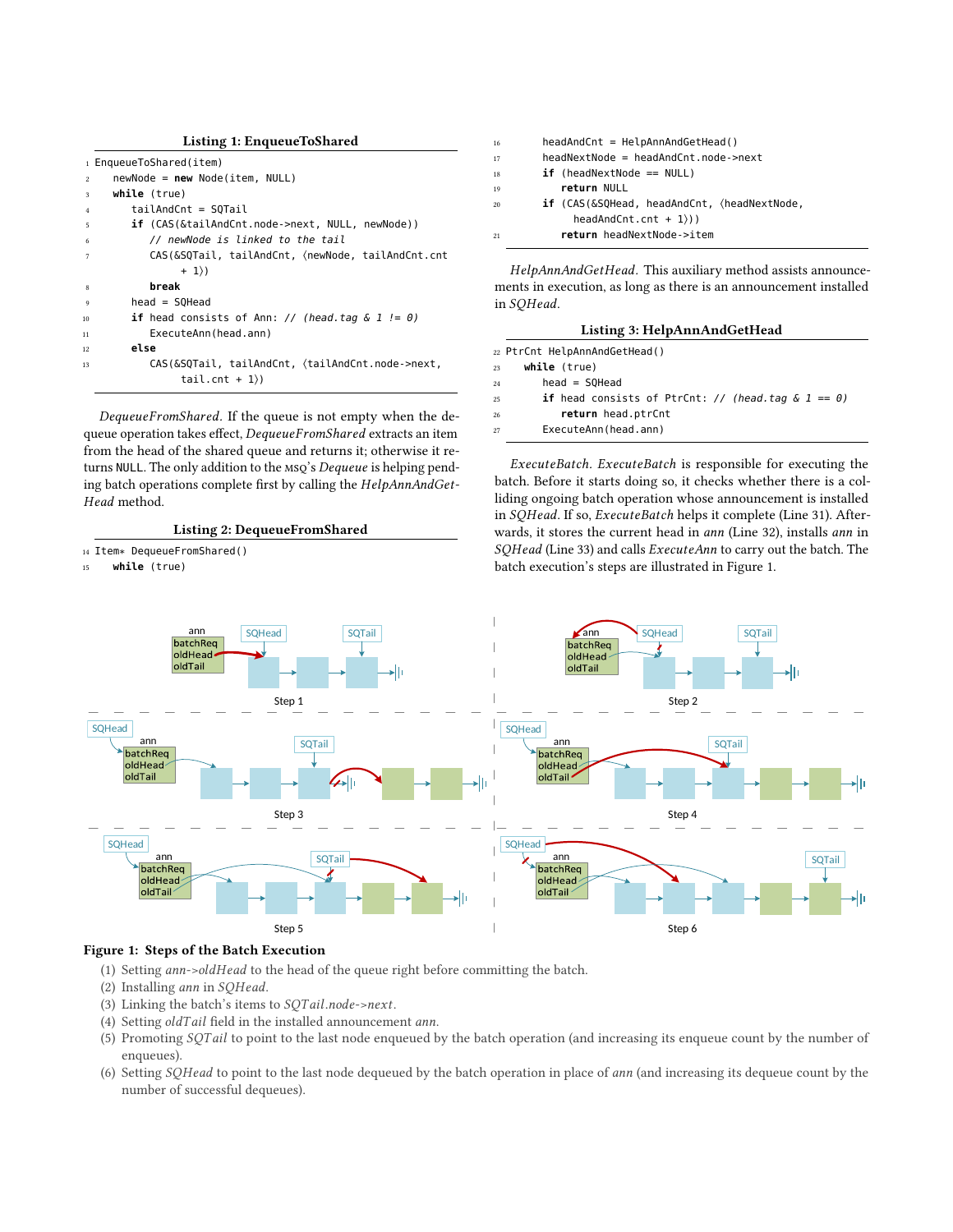**Listing 1: EnqueueToShared**

```
1  EnqueueToShared(item)
2    newNode = new Node(item, NULL)
3    while (true)
4      tailAndCnt = SQTail
5      if (CAS(&tailAndCnt.node->next, NULL, newNode))
6        // newNode is linked to the tail
7        CAS(&SQTail, tailAndCnt, ⟨newNode, tailAndCnt.cnt
             + 1⟩)
8        break
9      head = SQHead
10     if head consists of Ann: // (head.tag & 1 != 0)
11       ExecuteAnn(head.ann)
12     else
13       CAS(&SQTail, tailAndCnt, ⟨tailAndCnt.node->next,
             tail.cnt + 1⟩)
```

*DequeueFromShared*. If the queue is not empty when the dequeue operation takes effect, *DequeueFromShared* extracts an item from the head of the shared queue and returns it; otherwise it returns NULL. The only addition to the MSQ's *Dequeue* is helping pending batch operations complete first by calling the *HelpAnnAndGetHead* method.

**Listing 2: DequeueFromShared**

```
14 Item* DequeueFromShared()
15   while (true)
16     headAndCnt = HelpAnnAndGetHead()
17     headNextNode = headAndCnt.node->next
18     if (headNextNode == NULL)
19       return NULL
20     if (CAS(&SQHead, headAndCnt, ⟨headNextNode,
           headAndCnt.cnt + 1⟩))
21       return headNextNode->item
```

*HelpAnnAndGetHead*. This auxiliary method assists announcements in execution, as long as there is an announcement installed in *SQHead*.

**Listing 3: HelpAnnAndGetHead**

```
22 PtrCnt HelpAnnAndGetHead()
23   while (true)
24     head = SQHead
25     if head consists of PtrCnt: // (head.tag & 1 == 0)
26       return head.ptrCnt
27     ExecuteAnn(head.ann)
```

*ExecuteBatch*. *ExecuteBatch* is responsible for executing the batch. Before it starts doing so, it checks whether there is a colliding ongoing batch operation whose announcement is installed in *SQHead*. If so, *ExecuteBatch* helps it complete (Line 31). Afterwards, it stores the current head in *ann* (Line 32), installs *ann* in *SQHead* (Line 33) and calls *ExecuteAnn* to carry out the batch. The batch execution's steps are illustrated in Figure 1.

**Figure 1: Steps of the Batch Execution**

(1) Setting *ann->oldHead* to the head of the queue right before committing the batch.
(2) Installing *ann* in *SQHead*.
(3) Linking the batch's items to *SQTail.node->next*.
(4) Setting *oldTail* field in the installed announcement *ann*.
(5) Promoting *SQTail* to point to the last node enqueued by the batch operation (and increasing its enqueue count by the number of enqueues).
(6) Setting *SQHead* to point to the last node dequeued by the batch operation in place of *ann* (and increasing its dequeue count by the number of successful dequeues).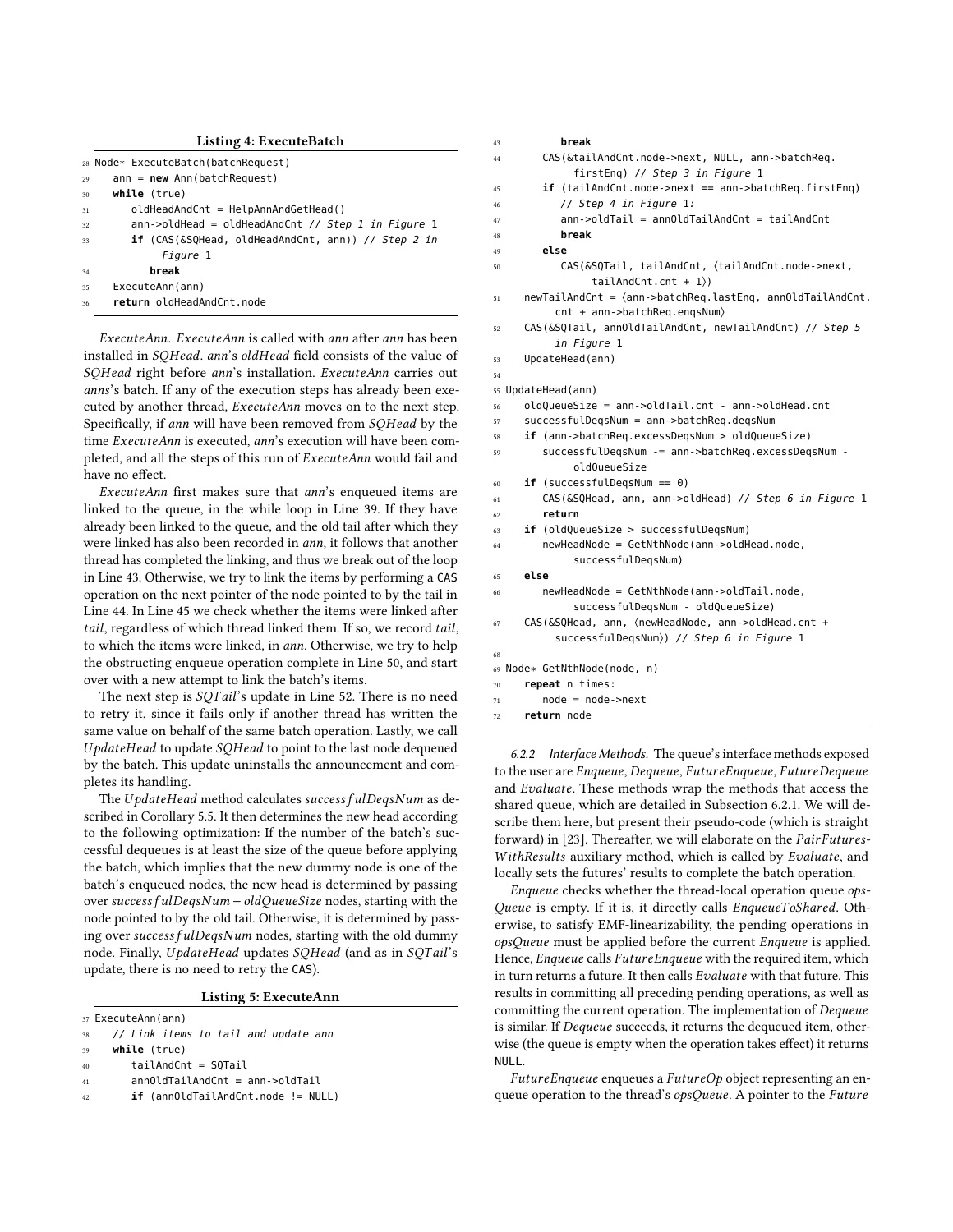**Listing 4: ExecuteBatch**

```
28 Node* ExecuteBatch(batchRequest)
29    ann = new Ann(batchRequest)
30    while (true)
31       oldHeadAndCnt = HelpAnnAndGetHead()
32       ann->oldHead = oldHeadAndCnt // Step 1 in Figure 1
33       if (CAS(&SQHead, oldHeadAndCnt, ann)) // Step 2 in
             Figure 1
34          break
35    ExecuteAnn(ann)
36    return oldHeadAndCnt.node
```

*ExecuteAnn.* *ExecuteAnn* is called with *ann* after *ann* has been installed in *SQHead*. *ann*'s *oldHead* field consists of the value of *SQHead* right before *ann*'s installation. *ExecuteAnn* carries out *anns*'s batch. If any of the execution steps has already been executed by another thread, *ExecuteAnn* moves on to the next step. Specifically, if *ann* will have been removed from *SQHead* by the time *ExecuteAnn* is executed, *ann*'s execution will have been completed, and all the steps of this run of *ExecuteAnn* would fail and have no effect.

*ExecuteAnn* first makes sure that *ann*'s enqueued items are linked to the queue, in the while loop in Line 39. If they have already been linked to the queue, and the old tail after which they were linked has also been recorded in *ann*, it follows that another thread has completed the linking, and thus we break out of the loop in Line 43. Otherwise, we try to link the items by performing a CAS operation on the next pointer of the node pointed to by the tail in Line 44. In Line 45 we check whether the items were linked after *tail*, regardless of which thread linked them. If so, we record *tail*, to which the items were linked, in *ann*. Otherwise, we try to help the obstructing enqueue operation complete in Line 50, and start over with a new attempt to link the batch's items.

The next step is *SQTail*'s update in Line 52. There is no need to retry it, since it fails only if another thread has written the same value on behalf of the same batch operation. Lastly, we call *UpdateHead* to update *SQHead* to point to the last node dequeued by the batch. This update uninstalls the announcement and completes its handling.

The *UpdateHead* method calculates $successfulDeqsNum$ as described in Corollary 5.5. It then determines the new head according to the following optimization: If the number of the batch's successful dequeues is at least the size of the queue before applying the batch, which implies that the new dummy node is one of the batch's enqueued nodes, the new head is determined by passing over $successfulDeqsNum - oldQueueSize$ nodes, starting with the node pointed to by the old tail. Otherwise, it is determined by passing over $successfulDeqsNum$ nodes, starting with the old dummy node. Finally, *UpdateHead* updates *SQHead* (and as in *SQTail*'s update, there is no need to retry the CAS).

**Listing 5: ExecuteAnn**

```
37 ExecuteAnn(ann)
38    // Link items to tail and update ann
39    while (true)
40       tailAndCnt = SQTail
41       annOldTailAndCnt = ann->oldTail
42       if (annOldTailAndCnt.node != NULL)
43          break
44       CAS(&tailAndCnt.node->next, NULL, ann->batchReq.
             firstEnq) // Step 3 in Figure 1
45       if (tailAndCnt.node->next == ann->batchReq.firstEnq)
46          // Step 4 in Figure 1:
47          ann->oldTail = annOldTailAndCnt = tailAndCnt
48          break
49       else
50          CAS(&SQTail, tailAndCnt, ⟨tailAndCnt.node->next,
                tailAndCnt.cnt + 1⟩)
51    newTailAndCnt = ⟨ann->batchReq.lastEnq, annOldTailAndCnt.
          cnt + ann->batchReq.enqsNum⟩
52    CAS(&SQTail, annOldTailAndCnt, newTailAndCnt) // Step 5
          in Figure 1
53    UpdateHead(ann)
54
55 UpdateHead(ann)
56    oldQueueSize = ann->oldTail.cnt - ann->oldHead.cnt
57    successfulDeqsNum = ann->batchReq.deqsNum
58    if (ann->batchReq.excessDeqsNum > oldQueueSize)
59       successfulDeqsNum -= ann->batchReq.excessDeqsNum -
             oldQueueSize
60    if (successfulDeqsNum == 0)
61       CAS(&SQHead, ann, ann->oldHead) // Step 6 in Figure 1
62       return
63    if (oldQueueSize > successfulDeqsNum)
64       newHeadNode = GetNthNode(ann->oldHead.node,
             successfulDeqsNum)
65    else
66       newHeadNode = GetNthNode(ann->oldTail.node,
             successfulDeqsNum - oldQueueSize)
67    CAS(&SQHead, ann, ⟨newHeadNode, ann->oldHead.cnt +
          successfulDeqsNum⟩) // Step 6 in Figure 1
68
69 Node* GetNthNode(node, n)
70    repeat n times:
71       node = node->next
72    return node
```

#### 6.2.2 Interface Methods.

The queue's interface methods exposed to the user are *Enqueue*, *Dequeue*, *FutureEnqueue*, *FutureDequeue* and *Evaluate*. These methods wrap the methods that access the shared queue, which are detailed in Subsection 6.2.1. We will describe them here, but present their pseudo-code (which is straight forward) in [23]. Thereafter, we will elaborate on the *PairFuturesWithResults* auxiliary method, which is called by *Evaluate*, and locally sets the futures' results to complete the batch operation.

*Enqueue* checks whether the thread-local operation queue *opsQueue* is empty. If it is, it directly calls *EnqueueToShared*. Otherwise, to satisfy EMF-linearizability, the pending operations in *opsQueue* must be applied before the current *Enqueue* is applied. Hence, *Enqueue* calls *FutureEnqueue* with the required item, which in turn returns a future. It then calls *Evaluate* with that future. This results in committing all preceding pending operations, as well as committing the current operation. The implementation of *Dequeue* is similar. If *Dequeue* succeeds, it returns the dequeued item, otherwise (the queue is empty when the operation takes effect) it returns NULL.

*FutureEnqueue* enqueues a *FutureOp* object representing an enqueue operation to the thread's *opsQueue*. A pointer to the *Future*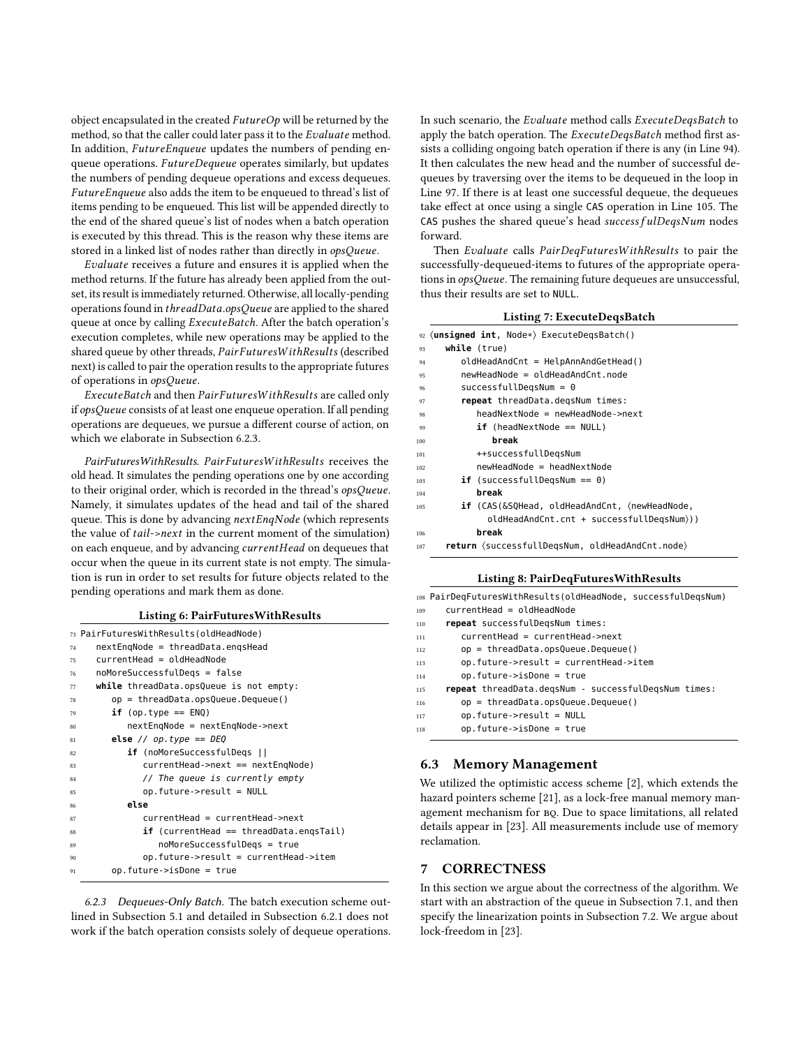object encapsulated in the created *FutureOp* will be returned by the method, so that the caller could later pass it to the *Evaluate* method. In addition, *FutureEnqueue* updates the numbers of pending enqueue operations. *FutureDequeue* operates similarly, but updates the numbers of pending dequeue operations and excess dequeues. *FutureEnqueue* also adds the item to be enqueued to thread's list of items pending to be enqueued. This list will be appended directly to the end of the shared queue's list of nodes when a batch operation is executed by this thread. This is the reason why these items are stored in a linked list of nodes rather than directly in *opsQueue*.

*Evaluate* receives a future and ensures it is applied when the method returns. If the future has already been applied from the outset, its result is immediately returned. Otherwise, all locally-pending operations found in *threadData.opsQueue* are applied to the shared queue at once by calling *ExecuteBatch*. After the batch operation's execution completes, while new operations may be applied to the shared queue by other threads, *PairFuturesWithResults* (described next) is called to pair the operation results to the appropriate futures of operations in *opsQueue*.

*ExecuteBatch* and then *PairFuturesWithResults* are called only if *opsQueue* consists of at least one enqueue operation. If all pending operations are dequeues, we pursue a different course of action, on which we elaborate in Subsection 6.2.3.

*PairFuturesWithResults.* *PairFuturesWithResults* receives the old head. It simulates the pending operations one by one according to their original order, which is recorded in the thread's *opsQueue*. Namely, it simulates updates of the head and tail of the shared queue. This is done by advancing *nextEnqNode* (which represents the value of *tail->next* in the current moment of the simulation) on each enqueue, and by advancing *currentHead* on dequeues that occur when the queue in its current state is not empty. The simulation is run in order to set results for future objects related to the pending operations and mark them as done.

**Listing 6: PairFuturesWithResults**

```
73 PairFuturesWithResults(oldHeadNode)
74    nextEnqNode = threadData.enqsHead
75    currentHead = oldHeadNode
76    noMoreSuccessfulDeqs = false
77    while threadData.opsQueue is not empty:
78       op = threadData.opsQueue.Dequeue()
79       if (op.type == ENQ)
80          nextEnqNode = nextEnqNode->next
81       else // op.type == DEQ
82          if (noMoreSuccessfulDeqs ||
83             currentHead->next == nextEnqNode)
84             // The queue is currently empty
85             op.future->result = NULL
86          else
87             currentHead = currentHead->next
88             if (currentHead == threadData.enqsTail)
89                noMoreSuccessfulDeqs = true
90             op.future->result = currentHead->item
91       op.future->isDone = true
```

*6.2.3 Dequeues-Only Batch.* The batch execution scheme outlined in Subsection 5.1 and detailed in Subsection 6.2.1 does not work if the batch operation consists solely of dequeue operations. In such scenario, the *Evaluate* method calls *ExecuteDeqsBatch* to apply the batch operation. The *ExecuteDeqsBatch* method first assists a colliding ongoing batch operation if there is any (in Line 94). It then calculates the new head and the number of successful dequeues by traversing over the items to be dequeued in the loop in Line 97. If there is at least one successful dequeue, the dequeues take effect at once using a single CAS operation in Line 105. The CAS pushes the shared queue's head *successfulDeqsNum* nodes forward.

Then *Evaluate* calls *PairDeqFuturesWithResults* to pair the successfully-dequeued-items to futures of the appropriate operations in *opsQueue*. The remaining future dequeues are unsuccessful, thus their results are set to NULL.

**Listing 7: ExecuteDeqsBatch**

```
92  ⟨unsigned int, Node*⟩ ExecuteDeqsBatch()
93     while (true)
94        oldHeadAndCnt = HelpAnnAndGetHead()
95        newHeadNode = oldHeadAndCnt.node
96        successfullDeqsNum = 0
97        repeat threadData.deqsNum times:
98           headNextNode = newHeadNode->next
99           if (headNextNode == NULL)
100             break
101          ++successfullDeqsNum
102          newHeadNode = headNextNode
103       if (successfullDeqsNum == 0)
104          break
105       if (CAS(&SQHead, oldHeadAndCnt, ⟨newHeadNode,
             oldHeadAndCnt.cnt + successfullDeqsNum⟩))
106          break
107    return ⟨successfullDeqsNum, oldHeadAndCnt.node⟩
```

**Listing 8: PairDeqFuturesWithResults**

```
108 PairDeqFuturesWithResults(oldHeadNode, successfulDeqsNum)
109    currentHead = oldHeadNode
110    repeat successfulDeqsNum times:
111       currentHead = currentHead->next
112       op = threadData.opsQueue.Dequeue()
113       op.future->result = currentHead->item
114       op.future->isDone = true
115    repeat threadData.deqsNum - successfulDeqsNum times:
116       op = threadData.opsQueue.Dequeue()
117       op.future->result = NULL
118       op.future->isDone = true
```

### 6.3 Memory Management

We utilized the optimistic access scheme [2], which extends the hazard pointers scheme [21], as a lock-free manual memory management mechanism for BQ. Due to space limitations, all related details appear in [23]. All measurements include use of memory reclamation.

## 7 CORRECTNESS

In this section we argue about the correctness of the algorithm. We start with an abstraction of the queue in Subsection 7.1, and then specify the linearization points in Subsection 7.2. We argue about lock-freedom in [23].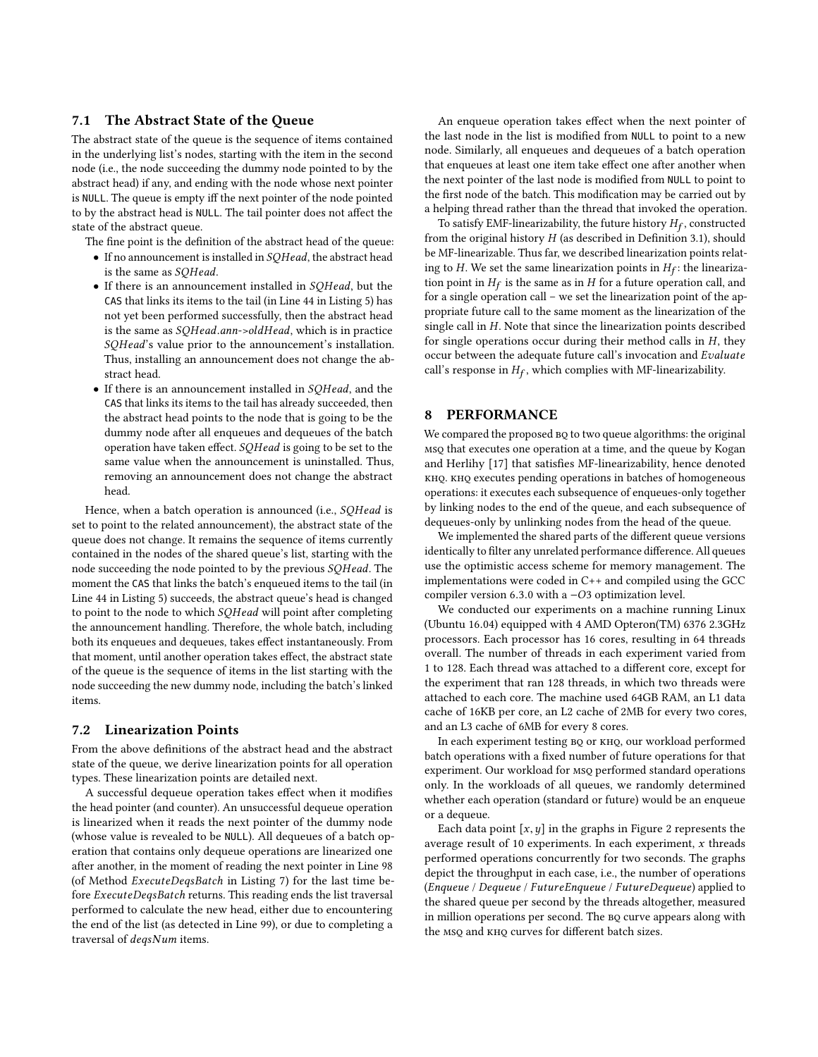### 7.1 The Abstract State of the Queue

The abstract state of the queue is the sequence of items contained in the underlying list's nodes, starting with the item in the second node (i.e., the node succeeding the dummy node pointed to by the abstract head) if any, and ending with the node whose next pointer is `NULL`. The queue is empty iff the next pointer of the node pointed to by the abstract head is `NULL`. The tail pointer does not affect the state of the abstract queue.

The fine point is the definition of the abstract head of the queue:

- If no announcement is installed in *SQHead*, the abstract head is the same as *SQHead*.
- If there is an announcement installed in *SQHead*, but the `CAS` that links its items to the tail (in Line 44 in Listing 5) has not yet been performed successfully, then the abstract head is the same as *SQHead.ann->oldHead*, which is in practice *SQHead*'s value prior to the announcement's installation. Thus, installing an announcement does not change the abstract head.
- If there is an announcement installed in *SQHead*, and the `CAS` that links its items to the tail has already succeeded, then the abstract head points to the node that is going to be the dummy node after all enqueues and dequeues of the batch operation have taken effect. *SQHead* is going to be set to the same value when the announcement is uninstalled. Thus, removing an announcement does not change the abstract head.

Hence, when a batch operation is announced (i.e., *SQHead* is set to point to the related announcement), the abstract state of the queue does not change. It remains the sequence of items currently contained in the nodes of the shared queue's list, starting with the node succeeding the node pointed to by the previous *SQHead*. The moment the `CAS` that links the batch's enqueued items to the tail (in Line 44 in Listing 5) succeeds, the abstract queue's head is changed to point to the node to which *SQHead* will point after completing the announcement handling. Therefore, the whole batch, including both its enqueues and dequeues, takes effect instantaneously. From that moment, until another operation takes effect, the abstract state of the queue is the sequence of items in the list starting with the node succeeding the new dummy node, including the batch's linked items.

### 7.2 Linearization Points

From the above definitions of the abstract head and the abstract state of the queue, we derive linearization points for all operation types. These linearization points are detailed next.

A successful dequeue operation takes effect when it modifies the head pointer (and counter). An unsuccessful dequeue operation is linearized when it reads the next pointer of the dummy node (whose value is revealed to be `NULL`). All dequeues of a batch operation that contains only dequeue operations are linearized one after another, in the moment of reading the next pointer in Line 98 (of Method *ExecuteDeqsBatch* in Listing 7) for the last time before *ExecuteDeqsBatch* returns. This reading ends the list traversal performed to calculate the new head, either due to encountering the end of the list (as detected in Line 99), or due to completing a traversal of *deqsNum* items.

An enqueue operation takes effect when the next pointer of the last node in the list is modified from `NULL` to point to a new node. Similarly, all enqueues and dequeues of a batch operation that enqueues at least one item take effect one after another when the next pointer of the last node is modified from `NULL` to point to the first node of the batch. This modification may be carried out by a helping thread rather than the thread that invoked the operation.

To satisfy EMF-linearizability, the future history $H_f$, constructed from the original history $H$ (as described in Definition 3.1), should be MF-linearizable. Thus far, we described linearization points relating to $H$. We set the same linearization points in $H_f$: the linearization point in $H_f$ is the same as in $H$ for a future operation call, and for a single operation call – we set the linearization point of the appropriate future call to the same moment as the linearization of the single call in $H$. Note that since the linearization points described for single operations occur during their method calls in $H$, they occur between the adequate future call's invocation and *Evaluate* call's response in $H_f$, which complies with MF-linearizability.

## 8 PERFORMANCE

We compared the proposed BQ to two queue algorithms: the original MSQ that executes one operation at a time, and the queue by Kogan and Herlihy [17] that satisfies MF-linearizability, hence denoted KHQ. KHQ executes pending operations in batches of homogeneous operations: it executes each subsequence of enqueues-only together by linking nodes to the end of the queue, and each subsequence of dequeues-only by unlinking nodes from the head of the queue.

We implemented the shared parts of the different queue versions identically to filter any unrelated performance difference. All queues use the optimistic access scheme for memory management. The implementations were coded in C++ and compiled using the GCC compiler version 6.3.0 with a $-O3$ optimization level.

We conducted our experiments on a machine running Linux (Ubuntu 16.04) equipped with 4 AMD Opteron(TM) 6376 2.3GHz processors. Each processor has 16 cores, resulting in 64 threads overall. The number of threads in each experiment varied from 1 to 128. Each thread was attached to a different core, except for the experiment that ran 128 threads, in which two threads were attached to each core. The machine used 64GB RAM, an L1 data cache of 16KB per core, an L2 cache of 2MB for every two cores, and an L3 cache of 6MB for every 8 cores.

In each experiment testing BQ or KHQ, our workload performed batch operations with a fixed number of future operations for that experiment. Our workload for MSQ performed standard operations only. In the workloads of all queues, we randomly determined whether each operation (standard or future) would be an enqueue or a dequeue.

Each data point $[x, y]$ in the graphs in Figure 2 represents the average result of 10 experiments. In each experiment, $x$ threads performed operations concurrently for two seconds. The graphs depict the throughput in each case, i.e., the number of operations (*Enqueue* / *Dequeue* / *FutureEnqueue* / *FutureDequeue*) applied to the shared queue per second by the threads altogether, measured in million operations per second. The BQ curve appears along with the MSQ and KHQ curves for different batch sizes.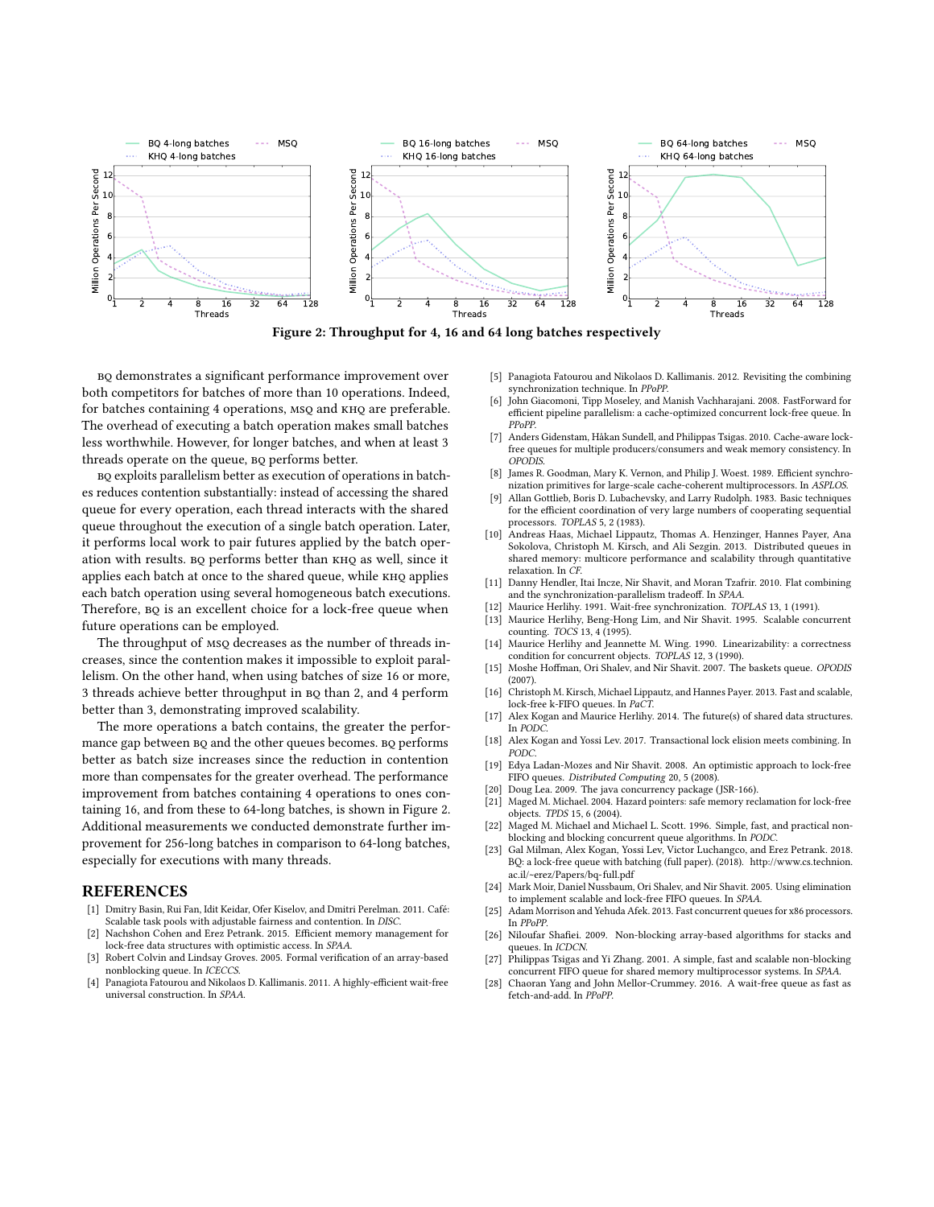BQ 4-long batches
KHQ 4-long batches
MSQ
Million Operations Per Second
0 2 4 6 8 10 12
Threads
1 2 4 8 16 32 64 128

BQ 16-long batches
KHQ 16-long batches
MSQ
Million Operations Per Second
0 2 4 6 8 10 12
Threads
1 2 4 8 16 32 64 128

BQ 64-long batches
KHQ 64-long batches
MSQ
Million Operations Per Second
0 2 4 6 8 10 12
Threads
1 2 4 8 16 32 64 128

**Figure 2: Throughput for 4, 16 and 64 long batches respectively**

BQ demonstrates a significant performance improvement over both competitors for batches of more than 10 operations. Indeed, for batches containing 4 operations, MSQ and KHQ are preferable. The overhead of executing a batch operation makes small batches less worthwhile. However, for longer batches, and when at least 3 threads operate on the queue, BQ performs better.

BQ exploits parallelism better as execution of operations in batches reduces contention substantially: instead of accessing the shared queue for every operation, each thread interacts with the shared queue throughout the execution of a single batch operation. Later, it performs local work to pair futures applied by the batch operation with results. BQ performs better than KHQ as well, since it applies each batch at once to the shared queue, while KHQ applies each batch operation using several homogeneous batch executions. Therefore, BQ is an excellent choice for a lock-free queue when future operations can be employed.

The throughput of MSQ decreases as the number of threads increases, since the contention makes it impossible to exploit parallelism. On the other hand, when using batches of size 16 or more, 3 threads achieve better throughput in BQ than 2, and 4 perform better than 3, demonstrating improved scalability.

The more operations a batch contains, the greater the performance gap between BQ and the other queues becomes. BQ performs better as batch size increases since the reduction in contention more than compensates for the greater overhead. The performance improvement from batches containing 4 operations to ones containing 16, and from these to 64-long batches, is shown in Figure 2. Additional measurements we conducted demonstrate further improvement for 256-long batches in comparison to 64-long batches, especially for executions with many threads.

## REFERENCES

[1] Dmitry Basin, Rui Fan, Idit Keidar, Ofer Kiselov, and Dmitri Perelman. 2011. Café: Scalable task pools with adjustable fairness and contention. In *DISC*.

[2] Nachshon Cohen and Erez Petrank. 2015. Efficient memory management for lock-free data structures with optimistic access. In *SPAA*.

[3] Robert Colvin and Lindsay Groves. 2005. Formal verification of an array-based nonblocking queue. In *ICECCS*.

[4] Panagiota Fatourou and Nikolaos D. Kallimanis. 2011. A highly-efficient wait-free universal construction. In *SPAA*.

[5] Panagiota Fatourou and Nikolaos D. Kallimanis. 2012. Revisiting the combining synchronization technique. In *PPoPP*.

[6] John Giacomoni, Tipp Moseley, and Manish Vachharajani. 2008. FastForward for efficient pipeline parallelism: a cache-optimized concurrent lock-free queue. In *PPoPP*.

[7] Anders Gidenstam, Håkan Sundell, and Philippas Tsigas. 2010. Cache-aware lock-free queues for multiple producers/consumers and weak memory consistency. In *OPODIS*.

[8] James R. Goodman, Mary K. Vernon, and Philip J. Woest. 1989. Efficient synchronization primitives for large-scale cache-coherent multiprocessors. In *ASPLOS*.

[9] Allan Gottlieb, Boris D. Lubachevsky, and Larry Rudolph. 1983. Basic techniques for the efficient coordination of very large numbers of cooperating sequential processors. *TOPLAS* 5, 2 (1983).

[10] Andreas Haas, Michael Lippautz, Thomas A. Henzinger, Hannes Payer, Ana Sokolova, Christoph M. Kirsch, and Ali Sezgin. 2013. Distributed queues in shared memory: multicore performance and scalability through quantitative relaxation. In *CF*.

[11] Danny Hendler, Itai Incze, Nir Shavit, and Moran Tzafrir. 2010. Flat combining and the synchronization-parallelism tradeoff. In *SPAA*.

[12] Maurice Herlihy. 1991. Wait-free synchronization. *TOPLAS* 13, 1 (1991).

[13] Maurice Herlihy, Beng-Hong Lim, and Nir Shavit. 1995. Scalable concurrent counting. *TOCS* 13, 4 (1995).

[14] Maurice Herlihy and Jeannette M. Wing. 1990. Linearizability: a correctness condition for concurrent objects. *TOPLAS* 12, 3 (1990).

[15] Moshe Hoffman, Ori Shalev, and Nir Shavit. 2007. The baskets queue. *OPODIS* (2007).

[16] Christoph M. Kirsch, Michael Lippautz, and Hannes Payer. 2013. Fast and scalable, lock-free k-FIFO queues. In *PaCT*.

[17] Alex Kogan and Maurice Herlihy. 2014. The future(s) of shared data structures. In *PODC*.

[18] Alex Kogan and Yossi Lev. 2017. Transactional lock elision meets combining. In *PODC*.

[19] Edya Ladan-Mozes and Nir Shavit. 2008. An optimistic approach to lock-free FIFO queues. *Distributed Computing* 20, 5 (2008).

[20] Doug Lea. 2009. The java concurrency package (JSR-166).

[21] Maged M. Michael. 2004. Hazard pointers: safe memory reclamation for lock-free objects. *TPDS* 15, 6 (2004).

[22] Maged M. Michael and Michael L. Scott. 1996. Simple, fast, and practical non-blocking and blocking concurrent queue algorithms. In *PODC*.

[23] Gal Milman, Alex Kogan, Yossi Lev, Victor Luchangco, and Erez Petrank. 2018. BQ: a lock-free queue with batching (full paper). (2018). http://www.cs.technion.ac.il/~erez/Papers/bq-full.pdf

[24] Mark Moir, Daniel Nussbaum, Ori Shalev, and Nir Shavit. 2005. Using elimination to implement scalable and lock-free FIFO queues. In *SPAA*.

[25] Adam Morrison and Yehuda Afek. 2013. Fast concurrent queues for x86 processors. In *PPoPP*.

[26] Niloufar Shafiei. 2009. Non-blocking array-based algorithms for stacks and queues. In *ICDCN*.

[27] Philippas Tsigas and Yi Zhang. 2001. A simple, fast and scalable non-blocking concurrent FIFO queue for shared memory multiprocessor systems. In *SPAA*.

[28] Chaoran Yang and John Mellor-Crummey. 2016. A wait-free queue as fast as fetch-and-add. In *PPoPP*.